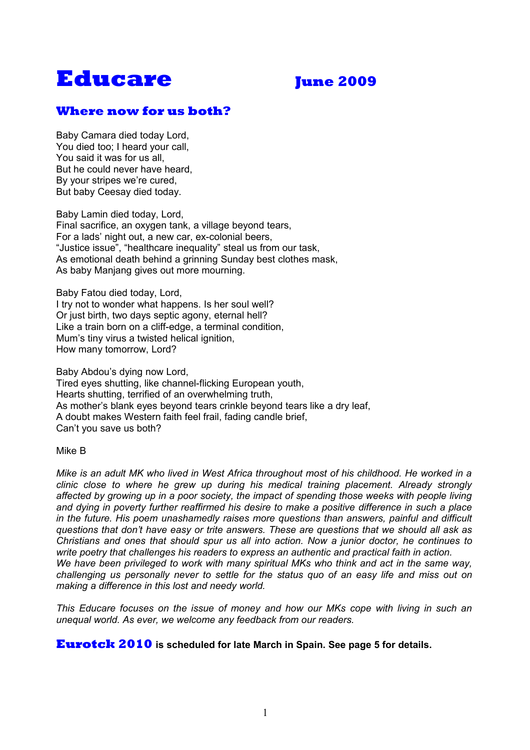# Educare June 2009

## Where now for us both?

Baby Camara died today Lord,  
You died too; I heard your call,  
You said it was for us all,  
But he could never have heard,  
By your stripes we're cured,  
But baby Ceesay died today.

Baby Lamin died today, Lord,  
Final sacrifice, an oxygen tank, a village beyond tears,  
For a lads' night out, a new car, ex-colonial beers,  
"Justice issue", "healthcare inequality" steal us from our task,  
As emotional death behind a grinning Sunday best clothes mask,  
As baby Manjang gives out more mourning.

Baby Fatou died today, Lord,  
I try not to wonder what happens. Is her soul well?  
Or just birth, two days septic agony, eternal hell?  
Like a train born on a cliff-edge, a terminal condition,  
Mum's tiny virus a twisted helical ignition,  
How many tomorrow, Lord?

Baby Abdou's dying now Lord,  
Tired eyes shutting, like channel-flicking European youth,  
Hearts shutting, terrified of an overwhelming truth,  
As mother's blank eyes beyond tears crinkle beyond tears like a dry leaf,  
A doubt makes Western faith feel frail, fading candle brief,  
Can't you save us both?

Mike B

*Mike is an adult MK who lived in West Africa throughout most of his childhood. He worked in a clinic close to where he grew up during his medical training placement. Already strongly affected by growing up in a poor society, the impact of spending those weeks with people living and dying in poverty further reaffirmed his desire to make a positive difference in such a place in the future. His poem unashamedly raises more questions than answers, painful and difficult questions that don't have easy or trite answers. These are questions that we should all ask as Christians and ones that should spur us all into action. Now a junior doctor, he continues to write poetry that challenges his readers to express an authentic and practical faith in action.*  
*We have been privileged to work with many spiritual MKs who think and act in the same way, challenging us personally never to settle for the status quo of an easy life and miss out on making a difference in this lost and needy world.*

*This Educare focuses on the issue of money and how our MKs cope with living in such an unequal world. As ever, we welcome any feedback from our readers.*

**Eurotck 2010 is scheduled for late March in Spain. See page 5 for details.**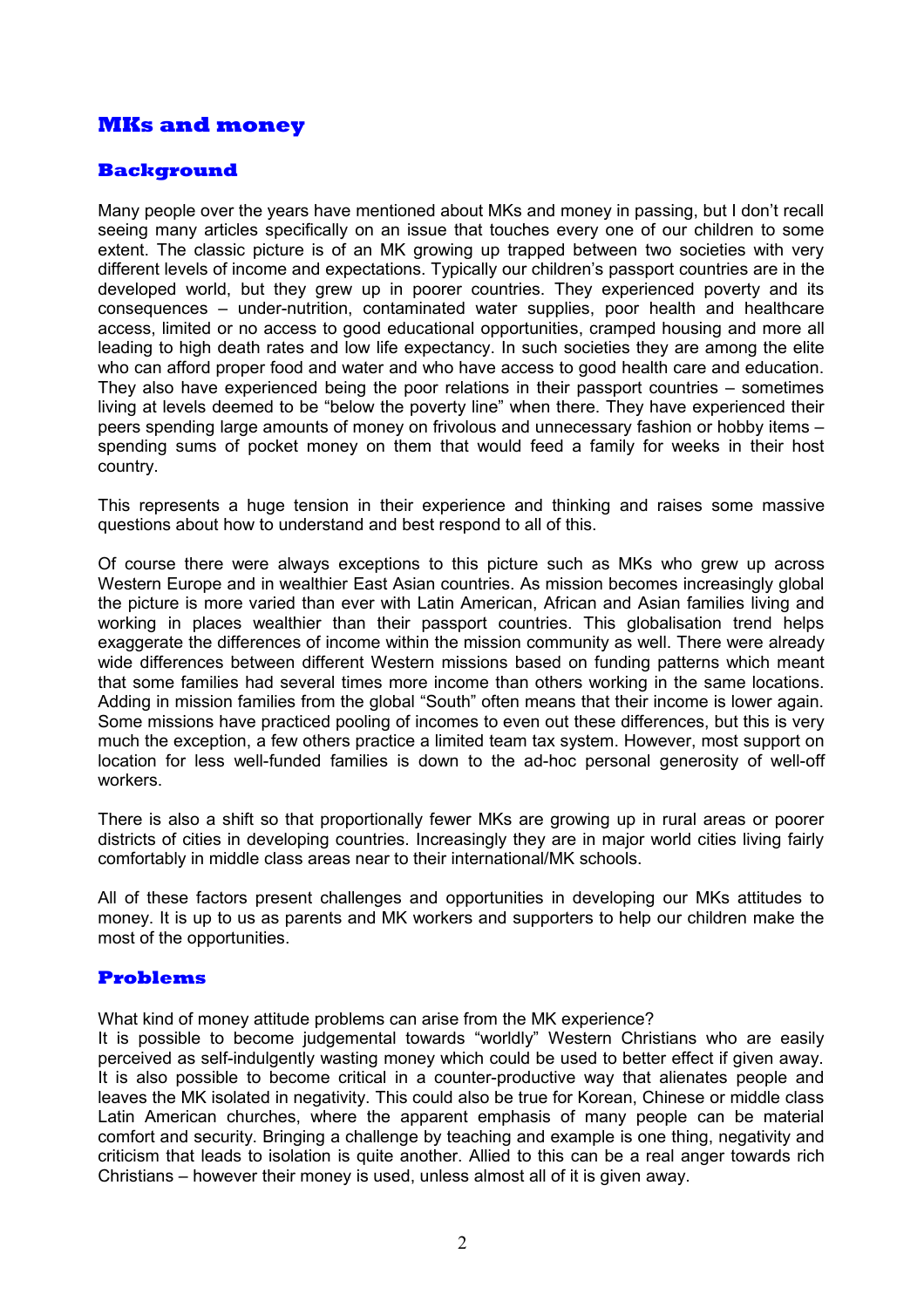## MKs and money

### Background

Many people over the years have mentioned about MKs and money in passing, but I don't recall seeing many articles specifically on an issue that touches every one of our children to some extent. The classic picture is of an MK growing up trapped between two societies with very different levels of income and expectations. Typically our children's passport countries are in the developed world, but they grew up in poorer countries. They experienced poverty and its consequences – under-nutrition, contaminated water supplies, poor health and healthcare access, limited or no access to good educational opportunities, cramped housing and more all leading to high death rates and low life expectancy. In such societies they are among the elite who can afford proper food and water and who have access to good health care and education. They also have experienced being the poor relations in their passport countries – sometimes living at levels deemed to be "below the poverty line" when there. They have experienced their peers spending large amounts of money on frivolous and unnecessary fashion or hobby items – spending sums of pocket money on them that would feed a family for weeks in their host country.

This represents a huge tension in their experience and thinking and raises some massive questions about how to understand and best respond to all of this.

Of course there were always exceptions to this picture such as MKs who grew up across Western Europe and in wealthier East Asian countries. As mission becomes increasingly global the picture is more varied than ever with Latin American, African and Asian families living and working in places wealthier than their passport countries. This globalisation trend helps exaggerate the differences of income within the mission community as well. There were already wide differences between different Western missions based on funding patterns which meant that some families had several times more income than others working in the same locations. Adding in mission families from the global "South" often means that their income is lower again. Some missions have practiced pooling of incomes to even out these differences, but this is very much the exception, a few others practice a limited team tax system. However, most support on location for less well-funded families is down to the ad-hoc personal generosity of well-off workers.

There is also a shift so that proportionally fewer MKs are growing up in rural areas or poorer districts of cities in developing countries. Increasingly they are in major world cities living fairly comfortably in middle class areas near to their international/MK schools.

All of these factors present challenges and opportunities in developing our MKs attitudes to money. It is up to us as parents and MK workers and supporters to help our children make the most of the opportunities.

### Problems

What kind of money attitude problems can arise from the MK experience?
It is possible to become judgemental towards "worldly" Western Christians who are easily perceived as self-indulgently wasting money which could be used to better effect if given away. It is also possible to become critical in a counter-productive way that alienates people and leaves the MK isolated in negativity. This could also be true for Korean, Chinese or middle class Latin American churches, where the apparent emphasis of many people can be material comfort and security. Bringing a challenge by teaching and example is one thing, negativity and criticism that leads to isolation is quite another. Allied to this can be a real anger towards rich Christians – however their money is used, unless almost all of it is given away.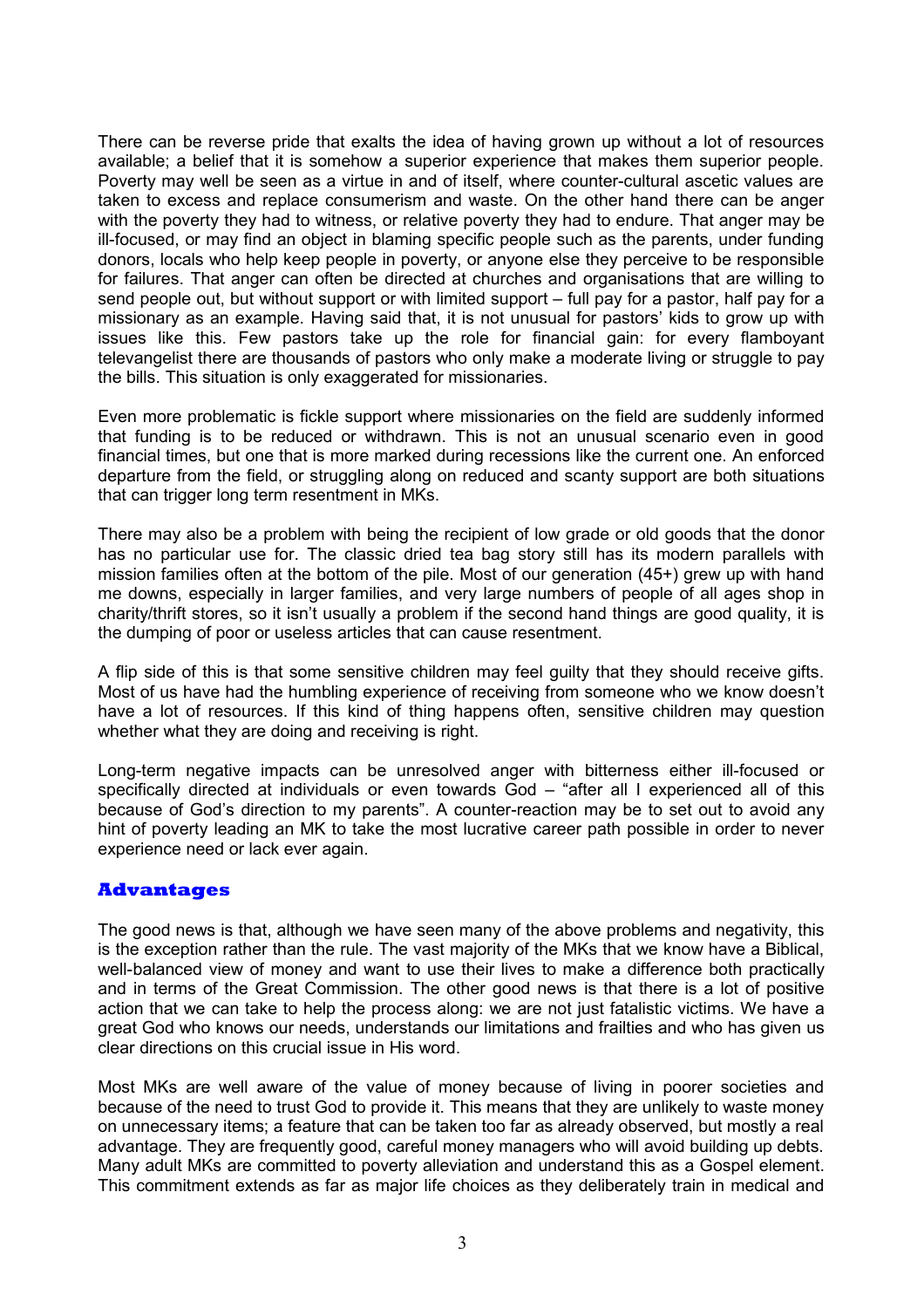There can be reverse pride that exalts the idea of having grown up without a lot of resources available; a belief that it is somehow a superior experience that makes them superior people. Poverty may well be seen as a virtue in and of itself, where counter-cultural ascetic values are taken to excess and replace consumerism and waste. On the other hand there can be anger with the poverty they had to witness, or relative poverty they had to endure. That anger may be ill-focused, or may find an object in blaming specific people such as the parents, under funding donors, locals who help keep people in poverty, or anyone else they perceive to be responsible for failures. That anger can often be directed at churches and organisations that are willing to send people out, but without support or with limited support – full pay for a pastor, half pay for a missionary as an example. Having said that, it is not unusual for pastors' kids to grow up with issues like this. Few pastors take up the role for financial gain: for every flamboyant televangelist there are thousands of pastors who only make a moderate living or struggle to pay the bills. This situation is only exaggerated for missionaries.

Even more problematic is fickle support where missionaries on the field are suddenly informed that funding is to be reduced or withdrawn. This is not an unusual scenario even in good financial times, but one that is more marked during recessions like the current one. An enforced departure from the field, or struggling along on reduced and scanty support are both situations that can trigger long term resentment in MKs.

There may also be a problem with being the recipient of low grade or old goods that the donor has no particular use for. The classic dried tea bag story still has its modern parallels with mission families often at the bottom of the pile. Most of our generation (45+) grew up with hand me downs, especially in larger families, and very large numbers of people of all ages shop in charity/thrift stores, so it isn't usually a problem if the second hand things are good quality, it is the dumping of poor or useless articles that can cause resentment.

A flip side of this is that some sensitive children may feel guilty that they should receive gifts. Most of us have had the humbling experience of receiving from someone who we know doesn't have a lot of resources. If this kind of thing happens often, sensitive children may question whether what they are doing and receiving is right.

Long-term negative impacts can be unresolved anger with bitterness either ill-focused or specifically directed at individuals or even towards God – "after all I experienced all of this because of God's direction to my parents". A counter-reaction may be to set out to avoid any hint of poverty leading an MK to take the most lucrative career path possible in order to never experience need or lack ever again.

## Advantages

The good news is that, although we have seen many of the above problems and negativity, this is the exception rather than the rule. The vast majority of the MKs that we know have a Biblical, well-balanced view of money and want to use their lives to make a difference both practically and in terms of the Great Commission. The other good news is that there is a lot of positive action that we can take to help the process along: we are not just fatalistic victims. We have a great God who knows our needs, understands our limitations and frailties and who has given us clear directions on this crucial issue in His word.

Most MKs are well aware of the value of money because of living in poorer societies and because of the need to trust God to provide it. This means that they are unlikely to waste money on unnecessary items; a feature that can be taken too far as already observed, but mostly a real advantage. They are frequently good, careful money managers who will avoid building up debts. Many adult MKs are committed to poverty alleviation and understand this as a Gospel element. This commitment extends as far as major life choices as they deliberately train in medical and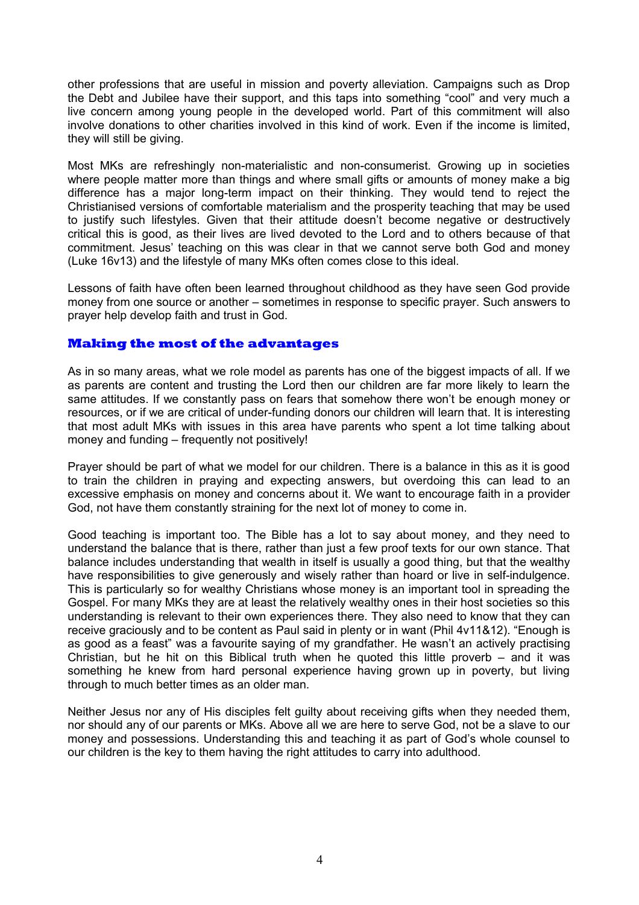other professions that are useful in mission and poverty alleviation. Campaigns such as Drop the Debt and Jubilee have their support, and this taps into something "cool" and very much a live concern among young people in the developed world. Part of this commitment will also involve donations to other charities involved in this kind of work. Even if the income is limited, they will still be giving.

Most MKs are refreshingly non-materialistic and non-consumerist. Growing up in societies where people matter more than things and where small gifts or amounts of money make a big difference has a major long-term impact on their thinking. They would tend to reject the Christianised versions of comfortable materialism and the prosperity teaching that may be used to justify such lifestyles. Given that their attitude doesn't become negative or destructively critical this is good, as their lives are lived devoted to the Lord and to others because of that commitment. Jesus' teaching on this was clear in that we cannot serve both God and money (Luke 16v13) and the lifestyle of many MKs often comes close to this ideal.

Lessons of faith have often been learned throughout childhood as they have seen God provide money from one source or another – sometimes in response to specific prayer. Such answers to prayer help develop faith and trust in God.

## Making the most of the advantages

As in so many areas, what we role model as parents has one of the biggest impacts of all. If we as parents are content and trusting the Lord then our children are far more likely to learn the same attitudes. If we constantly pass on fears that somehow there won't be enough money or resources, or if we are critical of under-funding donors our children will learn that. It is interesting that most adult MKs with issues in this area have parents who spent a lot time talking about money and funding – frequently not positively!

Prayer should be part of what we model for our children. There is a balance in this as it is good to train the children in praying and expecting answers, but overdoing this can lead to an excessive emphasis on money and concerns about it. We want to encourage faith in a provider God, not have them constantly straining for the next lot of money to come in.

Good teaching is important too. The Bible has a lot to say about money, and they need to understand the balance that is there, rather than just a few proof texts for our own stance. That balance includes understanding that wealth in itself is usually a good thing, but that the wealthy have responsibilities to give generously and wisely rather than hoard or live in self-indulgence. This is particularly so for wealthy Christians whose money is an important tool in spreading the Gospel. For many MKs they are at least the relatively wealthy ones in their host societies so this understanding is relevant to their own experiences there. They also need to know that they can receive graciously and to be content as Paul said in plenty or in want (Phil 4v11&12). "Enough is as good as a feast" was a favourite saying of my grandfather. He wasn't an actively practising Christian, but he hit on this Biblical truth when he quoted this little proverb – and it was something he knew from hard personal experience having grown up in poverty, but living through to much better times as an older man.

Neither Jesus nor any of His disciples felt guilty about receiving gifts when they needed them, nor should any of our parents or MKs. Above all we are here to serve God, not be a slave to our money and possessions. Understanding this and teaching it as part of God's whole counsel to our children is the key to them having the right attitudes to carry into adulthood.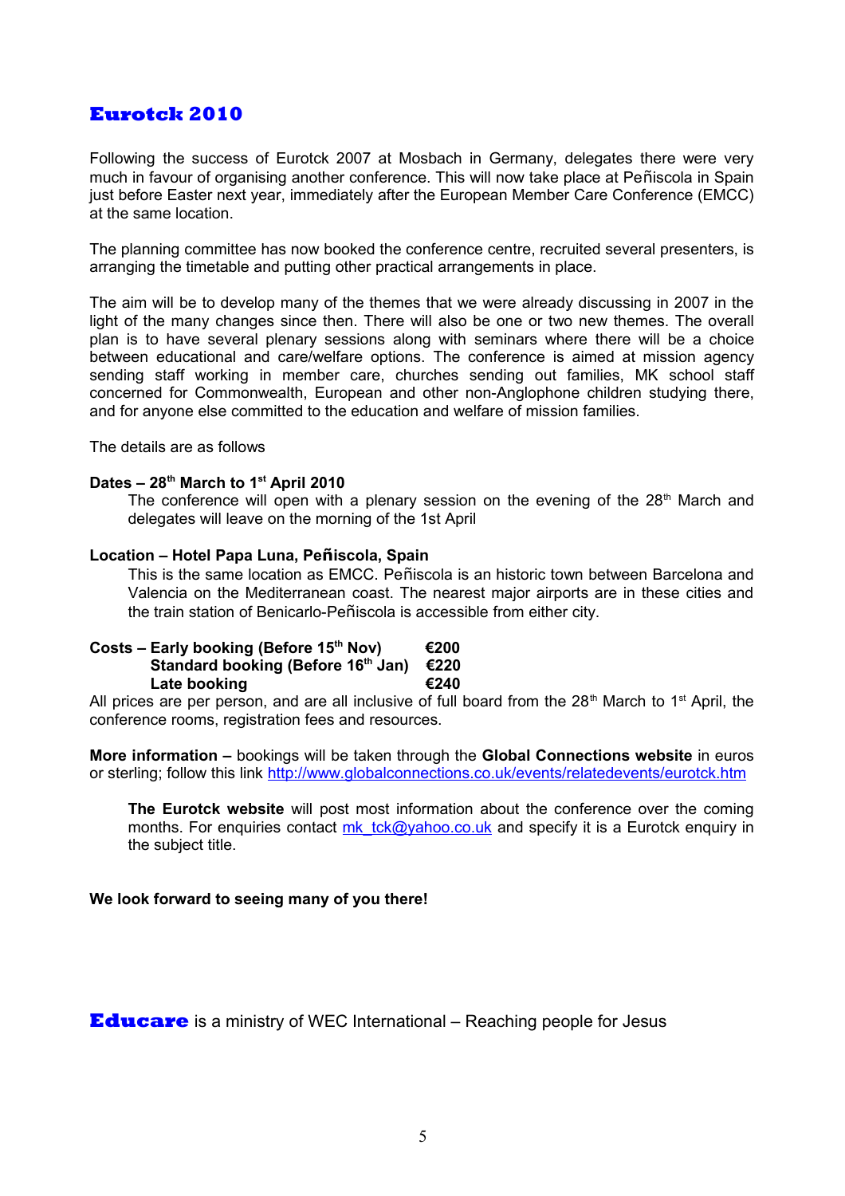## Eurotck 2010

Following the success of Eurotck 2007 at Mosbach in Germany, delegates there were very much in favour of organising another conference. This will now take place at Peñiscola in Spain just before Easter next year, immediately after the European Member Care Conference (EMCC) at the same location.

The planning committee has now booked the conference centre, recruited several presenters, is arranging the timetable and putting other practical arrangements in place.

The aim will be to develop many of the themes that we were already discussing in 2007 in the light of the many changes since then. There will also be one or two new themes. The overall plan is to have several plenary sessions along with seminars where there will be a choice between educational and care/welfare options. The conference is aimed at mission agency sending staff working in member care, churches sending out families, MK school staff concerned for Commonwealth, European and other non-Anglophone children studying there, and for anyone else committed to the education and welfare of mission families.

The details are as follows

**Dates – 28th March to 1st April 2010**

The conference will open with a plenary session on the evening of the 28th March and delegates will leave on the morning of the 1st April

**Location – Hotel Papa Luna, Peñiscola, Spain**

This is the same location as EMCC. Peñiscola is an historic town between Barcelona and Valencia on the Mediterranean coast. The nearest major airports are in these cities and the train station of Benicarlo-Peñiscola is accessible from either city.

| | |
|---|---|
| **Costs – Early booking (Before 15th Nov)** | **€200** |
| **Standard booking (Before 16th Jan)** | **€220** |
| **Late booking** | **€240** |

All prices are per person, and are all inclusive of full board from the 28th March to 1st April, the conference rooms, registration fees and resources.

**More information –** bookings will be taken through the **Global Connections website** in euros or sterling; follow this link http://www.globalconnections.co.uk/events/relatedevents/eurotck.htm

**The Eurotck website** will post most information about the conference over the coming months. For enquiries contact mk_tck@yahoo.co.uk and specify it is a Eurotck enquiry in the subject title.

**We look forward to seeing many of you there!**

**Educare** is a ministry of WEC International – Reaching people for Jesus